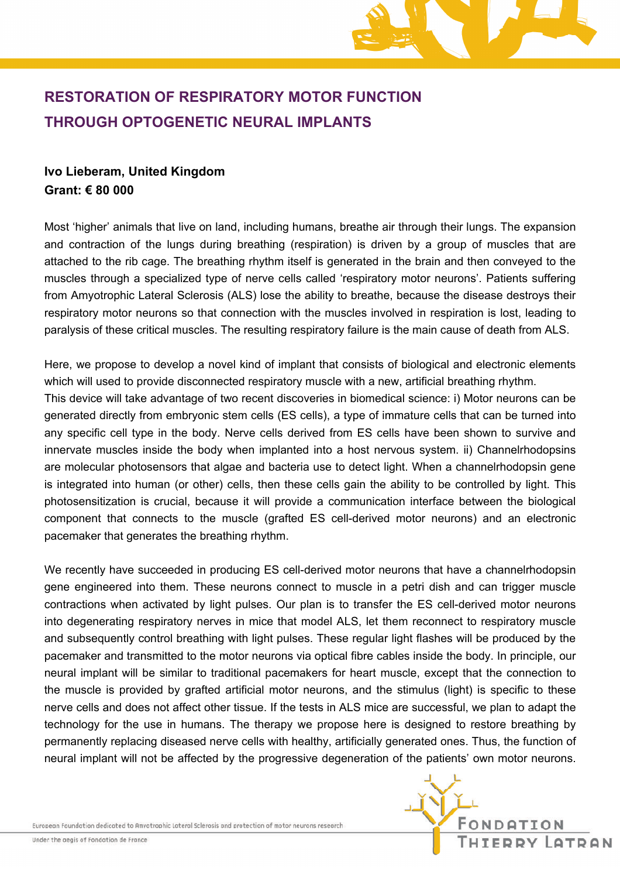# RESTORATION OF RESPIRATORY MOTOR FUNCTION THROUGH OPTOGENETIC NEURAL IMPLANTS

**Ivo Lieberam, United Kingdom**
**Grant: € 80 000**

Most 'higher' animals that live on land, including humans, breathe air through their lungs. The expansion and contraction of the lungs during breathing (respiration) is driven by a group of muscles that are attached to the rib cage. The breathing rhythm itself is generated in the brain and then conveyed to the muscles through a specialized type of nerve cells called 'respiratory motor neurons'. Patients suffering from Amyotrophic Lateral Sclerosis (ALS) lose the ability to breathe, because the disease destroys their respiratory motor neurons so that connection with the muscles involved in respiration is lost, leading to paralysis of these critical muscles. The resulting respiratory failure is the main cause of death from ALS.

Here, we propose to develop a novel kind of implant that consists of biological and electronic elements which will used to provide disconnected respiratory muscle with a new, artificial breathing rhythm.
This device will take advantage of two recent discoveries in biomedical science: i) Motor neurons can be generated directly from embryonic stem cells (ES cells), a type of immature cells that can be turned into any specific cell type in the body. Nerve cells derived from ES cells have been shown to survive and innervate muscles inside the body when implanted into a host nervous system. ii) Channelrhodopsins are molecular photosensors that algae and bacteria use to detect light. When a channelrhodopsin gene is integrated into human (or other) cells, then these cells gain the ability to be controlled by light. This photosensitization is crucial, because it will provide a communication interface between the biological component that connects to the muscle (grafted ES cell-derived motor neurons) and an electronic pacemaker that generates the breathing rhythm.

We recently have succeeded in producing ES cell-derived motor neurons that have a channelrhodopsin gene engineered into them. These neurons connect to muscle in a petri dish and can trigger muscle contractions when activated by light pulses. Our plan is to transfer the ES cell-derived motor neurons into degenerating respiratory nerves in mice that model ALS, let them reconnect to respiratory muscle and subsequently control breathing with light pulses. These regular light flashes will be produced by the pacemaker and transmitted to the motor neurons via optical fibre cables inside the body. In principle, our neural implant will be similar to traditional pacemakers for heart muscle, except that the connection to the muscle is provided by grafted artificial motor neurons, and the stimulus (light) is specific to these nerve cells and does not affect other tissue. If the tests in ALS mice are successful, we plan to adapt the technology for the use in humans. The therapy we propose here is designed to restore breathing by permanently replacing diseased nerve cells with healthy, artificially generated ones. Thus, the function of neural implant will not be affected by the progressive degeneration of the patients' own motor neurons.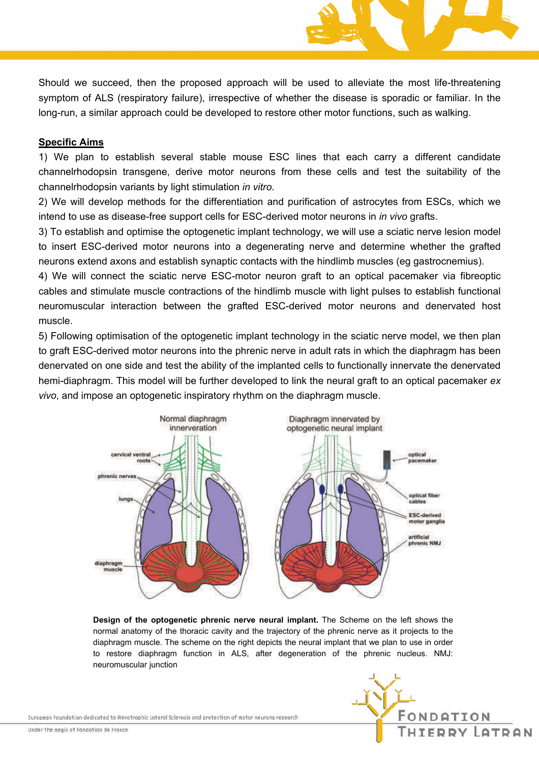Should we succeed, then the proposed approach will be used to alleviate the most life-threatening symptom of ALS (respiratory failure), irrespective of whether the disease is sporadic or familiar. In the long-run, a similar approach could be developed to restore other motor functions, such as walking.

**Specific Aims**

1) We plan to establish several stable mouse ESC lines that each carry a different candidate channelrhodopsin transgene, derive motor neurons from these cells and test the suitability of the channelrhodopsin variants by light stimulation *in vitro*.

2) We will develop methods for the differentiation and purification of astrocytes from ESCs, which we intend to use as disease-free support cells for ESC-derived motor neurons in *in vivo* grafts.

3) To establish and optimise the optogenetic implant technology, we will use a sciatic nerve lesion model to insert ESC-derived motor neurons into a degenerating nerve and determine whether the grafted neurons extend axons and establish synaptic contacts with the hindlimb muscles (eg gastrocnemius).

4) We will connect the sciatic nerve ESC-motor neuron graft to an optical pacemaker via fibreoptic cables and stimulate muscle contractions of the hindlimb muscle with light pulses to establish functional neuromuscular interaction between the grafted ESC-derived motor neurons and denervated host muscle.

5) Following optimisation of the optogenetic implant technology in the sciatic nerve model, we then plan to graft ESC-derived motor neurons into the phrenic nerve in adult rats in which the diaphragm has been denervated on one side and test the ability of the implanted cells to functionally innervate the denervated hemi-diaphragm. This model will be further developed to link the neural graft to an optical pacemaker *ex vivo*, and impose an optogenetic inspiratory rhythm on the diaphragm muscle.

**Design of the optogenetic phrenic nerve neural implant.** The Scheme on the left shows the normal anatomy of the thoracic cavity and the trajectory of the phrenic nerve as it projects to the diaphragm muscle. The scheme on the right depicts the neural implant that we plan to use in order to restore diaphragm function in ALS, after degeneration of the phrenic nucleus. NMJ: neuromuscular junction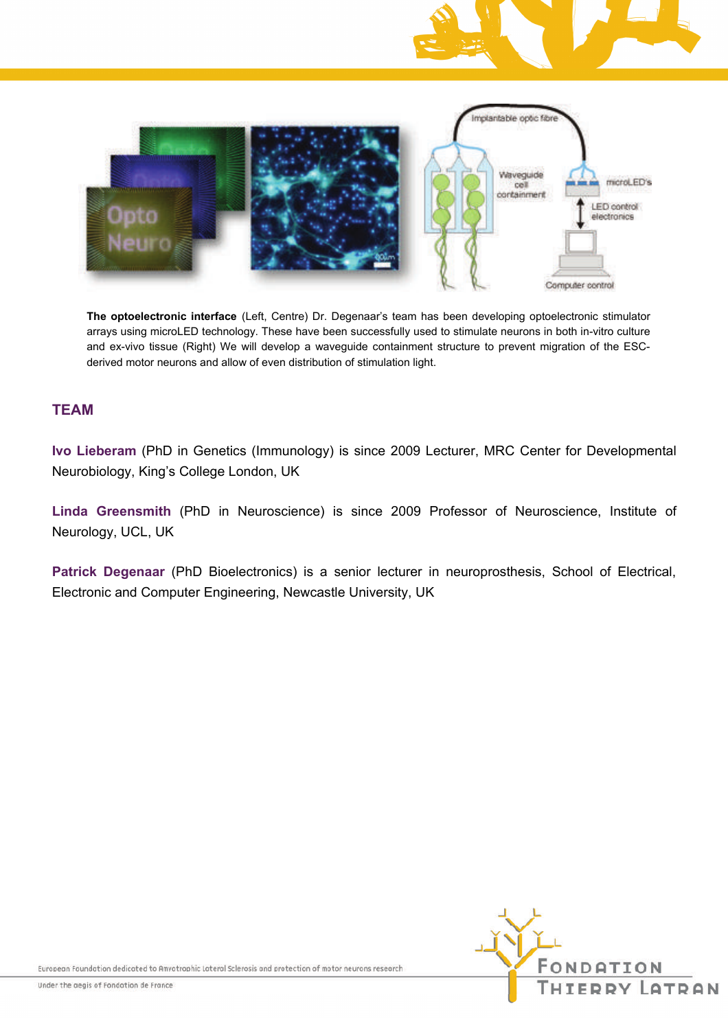**The optoelectronic interface** (Left, Centre) Dr. Degenaar's team has been developing optoelectronic stimulator arrays using microLED technology. These have been successfully used to stimulate neurons in both in-vitro culture and ex-vivo tissue (Right) We will develop a waveguide containment structure to prevent migration of the ESC-derived motor neurons and allow of even distribution of stimulation light.

## TEAM

**Ivo Lieberam** (PhD in Genetics (Immunology) is since 2009 Lecturer, MRC Center for Developmental Neurobiology, King's College London, UK

**Linda Greensmith** (PhD in Neuroscience) is since 2009 Professor of Neuroscience, Institute of Neurology, UCL, UK

**Patrick Degenaar** (PhD Bioelectronics) is a senior lecturer in neuroprosthesis, School of Electrical, Electronic and Computer Engineering, Newcastle University, UK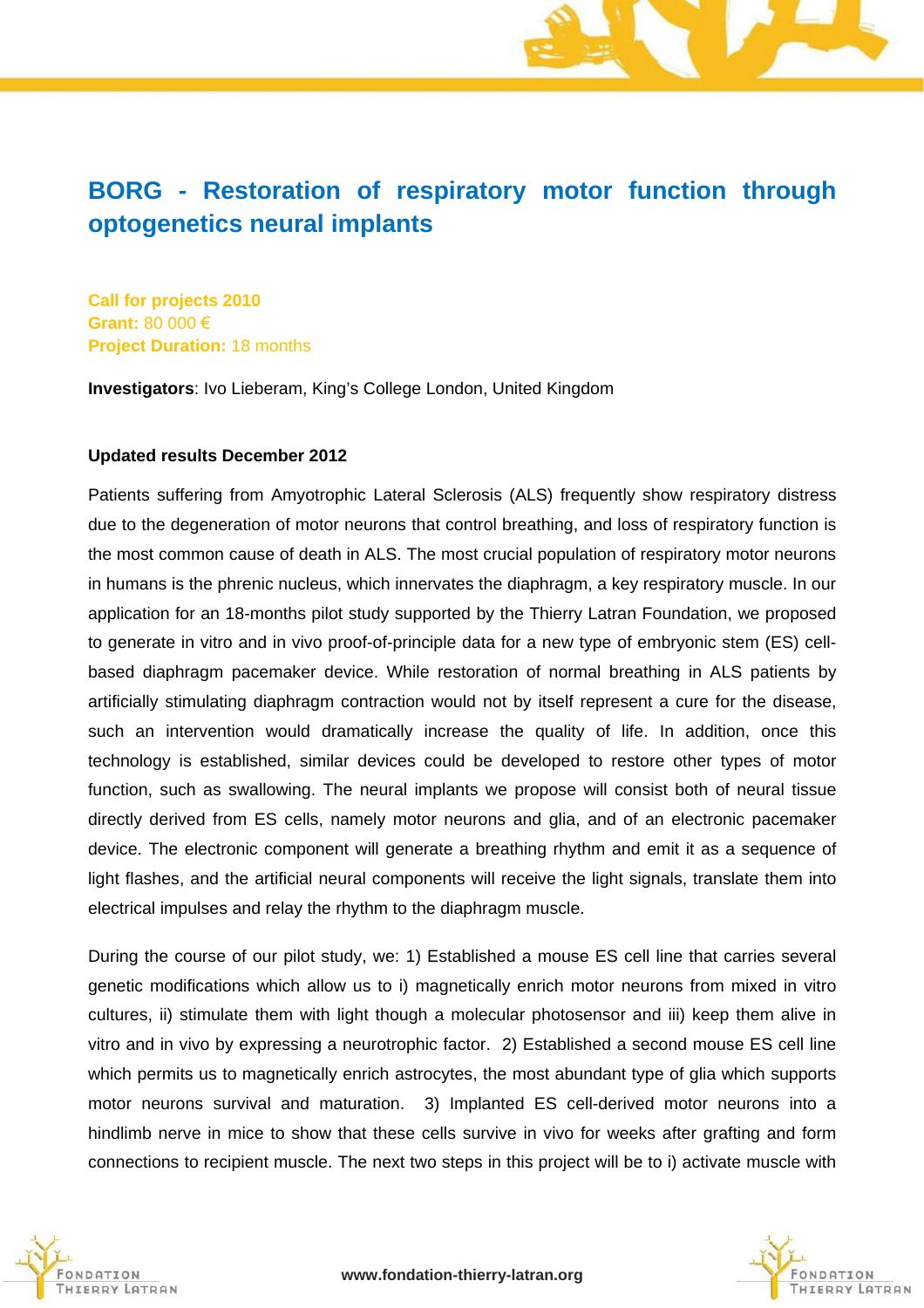# BORG - Restoration of respiratory motor function through optogenetics neural implants

**Call for projects 2010**
**Grant:** 80 000 €
**Project Duration:** 18 months

**Investigators**: Ivo Lieberam, King's College London, United Kingdom

**Updated results December 2012**

Patients suffering from Amyotrophic Lateral Sclerosis (ALS) frequently show respiratory distress due to the degeneration of motor neurons that control breathing, and loss of respiratory function is the most common cause of death in ALS. The most crucial population of respiratory motor neurons in humans is the phrenic nucleus, which innervates the diaphragm, a key respiratory muscle. In our application for an 18-months pilot study supported by the Thierry Latran Foundation, we proposed to generate in vitro and in vivo proof-of-principle data for a new type of embryonic stem (ES) cell-based diaphragm pacemaker device. While restoration of normal breathing in ALS patients by artificially stimulating diaphragm contraction would not by itself represent a cure for the disease, such an intervention would dramatically increase the quality of life. In addition, once this technology is established, similar devices could be developed to restore other types of motor function, such as swallowing. The neural implants we propose will consist both of neural tissue directly derived from ES cells, namely motor neurons and glia, and of an electronic pacemaker device. The electronic component will generate a breathing rhythm and emit it as a sequence of light flashes, and the artificial neural components will receive the light signals, translate them into electrical impulses and relay the rhythm to the diaphragm muscle.

During the course of our pilot study, we: 1) Established a mouse ES cell line that carries several genetic modifications which allow us to i) magnetically enrich motor neurons from mixed in vitro cultures, ii) stimulate them with light though a molecular photosensor and iii) keep them alive in vitro and in vivo by expressing a neurotrophic factor. 2) Established a second mouse ES cell line which permits us to magnetically enrich astrocytes, the most abundant type of glia which supports motor neurons survival and maturation. 3) Implanted ES cell-derived motor neurons into a hindlimb nerve in mice to show that these cells survive in vivo for weeks after grafting and form connections to recipient muscle. The next two steps in this project will be to i) activate muscle with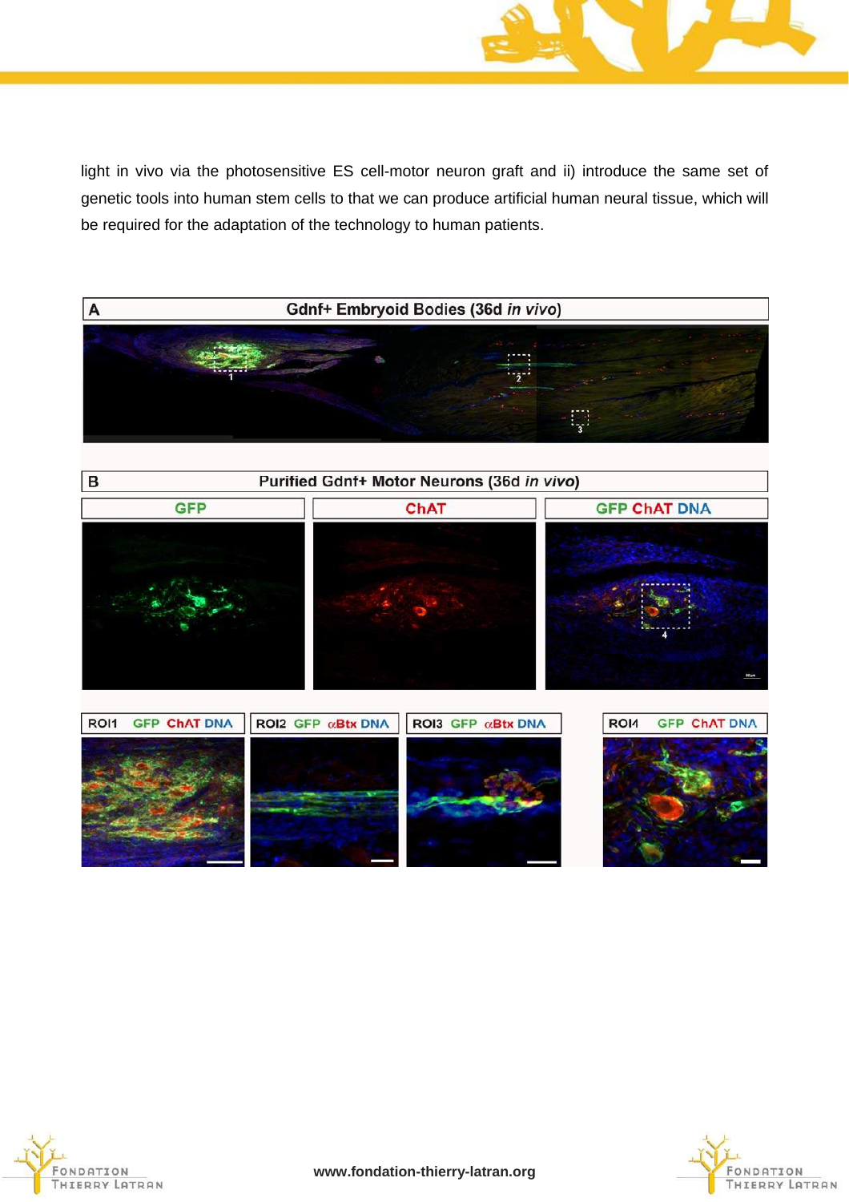light in vivo via the photosensitive ES cell-motor neuron graft and ii) introduce the same set of genetic tools into human stem cells to that we can produce artificial human neural tissue, which will be required for the adaptation of the technology to human patients.

A Gdnf+ Embryoid Bodies (36d *in vivo*)

1

2

3

B Purified Gdnf+ Motor Neurons (36d *in vivo*)

GFP

ChAT

GFP ChAT DNA

4

ROI1 GFP ChAT DNA

ROI2 GFP αBtx DNA

ROI3 GFP αBtx DNA

ROI4 GFP ChAT DNA